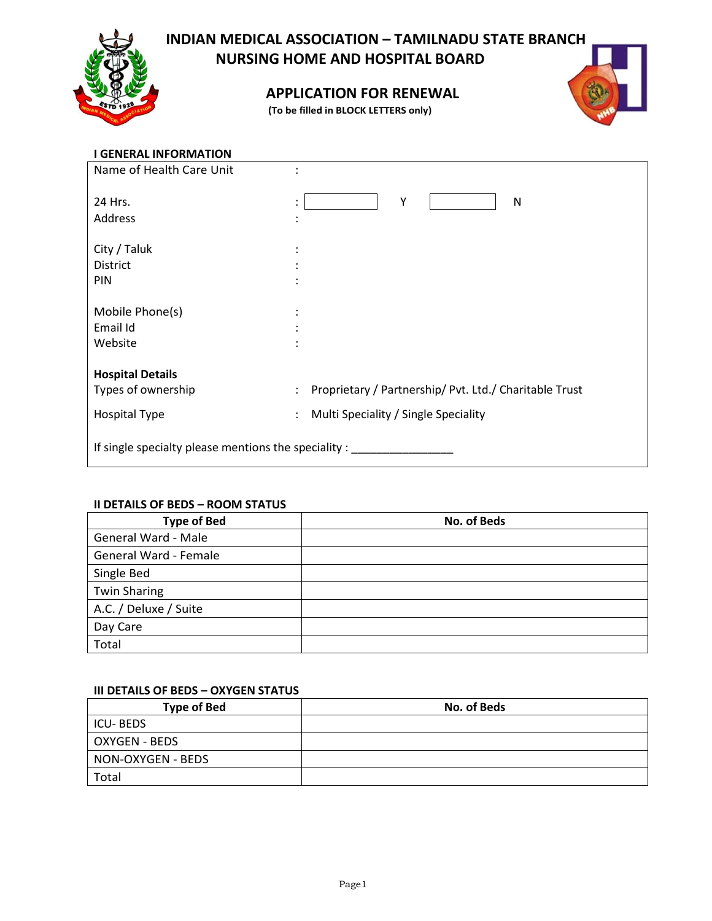# INDIAN MEDICAL ASSOCIATION – TAMILNADU STATE BRANCH
## NURSING HOME AND HOSPITAL BOARD

## APPLICATION FOR RENEWAL

**(To be filled in BLOCK LETTERS only)**

### I GENERAL INFORMATION

Name of Health Care Unit :

24 Hrs. : [ ] Y [ ] N

Address :

City / Taluk :

District :

PIN :

Mobile Phone(s) :

Email Id :

Website :

**Hospital Details**

Types of ownership : Proprietary / Partnership/ Pvt. Ltd./ Charitable Trust

Hospital Type : Multi Speciality / Single Speciality

If single specialty please mentions the speciality : ________________

### II DETAILS OF BEDS – ROOM STATUS

| Type of Bed | No. of Beds |
|---|---|
| General Ward - Male | |
| General Ward - Female | |
| Single Bed | |
| Twin Sharing | |
| A.C. / Deluxe / Suite | |
| Day Care | |
| Total | |

### III DETAILS OF BEDS – OXYGEN STATUS

| Type of Bed | No. of Beds |
|---|---|
| ICU- BEDS | |
| OXYGEN - BEDS | |
| NON-OXYGEN - BEDS | |
| Total | |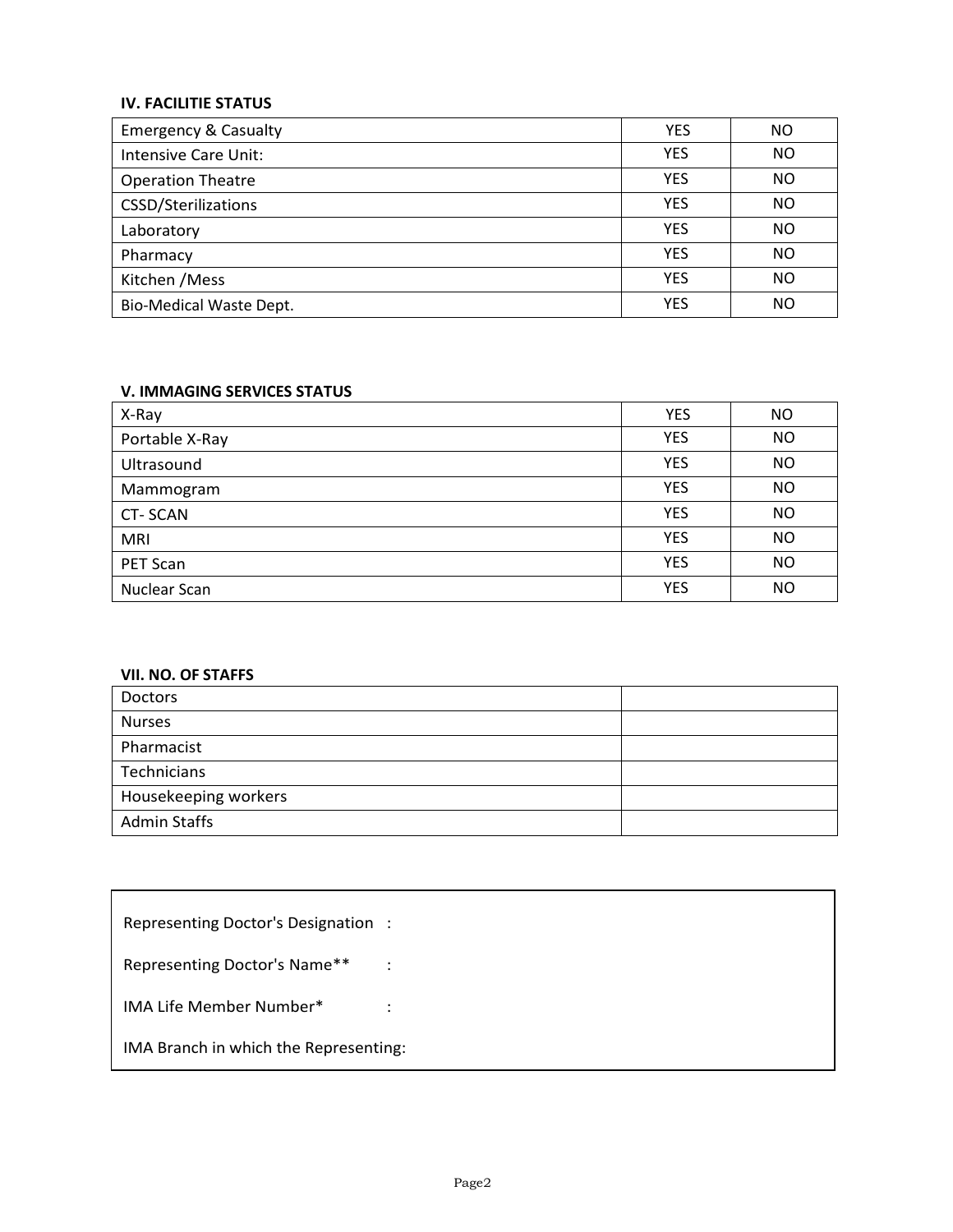**IV. FACILITIE STATUS**

| | | |
|---|---|---|
| Emergency & Casualty | YES | NO |
| Intensive Care Unit: | YES | NO |
| Operation Theatre | YES | NO |
| CSSD/Sterilizations | YES | NO |
| Laboratory | YES | NO |
| Pharmacy | YES | NO |
| Kitchen /Mess | YES | NO |
| Bio-Medical Waste Dept. | YES | NO |

**V. IMMAGING SERVICES STATUS**

| | | |
|---|---|---|
| X-Ray | YES | NO |
| Portable X-Ray | YES | NO |
| Ultrasound | YES | NO |
| Mammogram | YES | NO |
| CT- SCAN | YES | NO |
| MRI | YES | NO |
| PET Scan | YES | NO |
| Nuclear Scan | YES | NO |

**VII. NO. OF STAFFS**

| | |
|---|---|
| Doctors | |
| Nurses | |
| Pharmacist | |
| Technicians | |
| Housekeeping workers | |
| Admin Staffs | |

Representing Doctor's Designation :

Representing Doctor's Name** :

IMA Life Member Number* :

IMA Branch in which the Representing: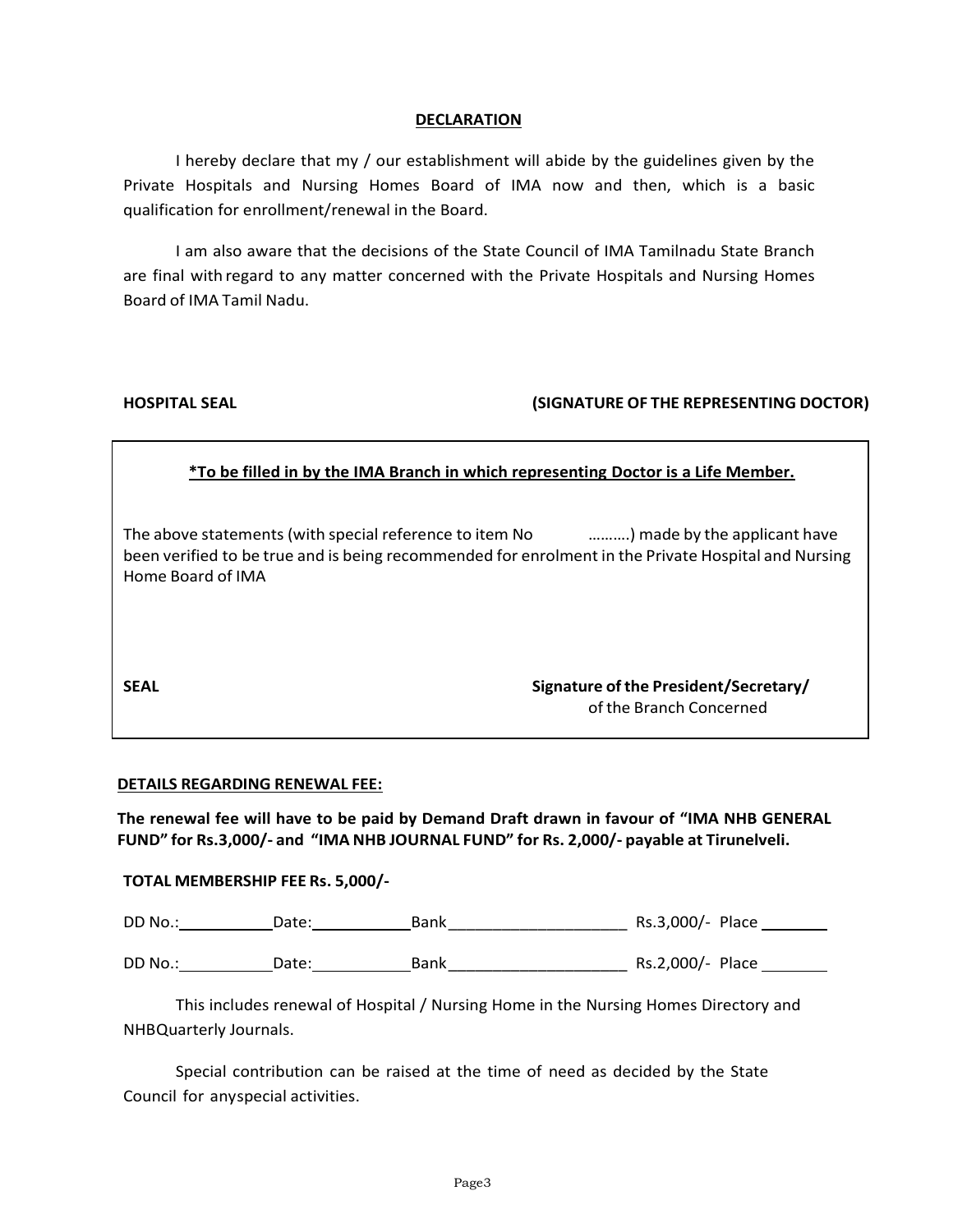## DECLARATION

I hereby declare that my / our establishment will abide by the guidelines given by the Private Hospitals and Nursing Homes Board of IMA now and then, which is a basic qualification for enrollment/renewal in the Board.

I am also aware that the decisions of the State Council of IMA Tamilnadu State Branch are final with regard to any matter concerned with the Private Hospitals and Nursing Homes Board of IMA Tamil Nadu.

**HOSPITAL SEAL** **(SIGNATURE OF THE REPRESENTING DOCTOR)**

---

**<u>*To be filled in by the IMA Branch in which representing Doctor is a Life Member.</u>**

The above statements (with special reference to item No ……….) made by the applicant have been verified to be true and is being recommended for enrolment in the Private Hospital and Nursing Home Board of IMA

**SEAL** **Signature of the President/Secretary/**
of the Branch Concerned

---

**<u>DETAILS REGARDING RENEWAL FEE:</u>**

**The renewal fee will have to be paid by Demand Draft drawn in favour of "IMA NHB GENERAL FUND" for Rs.3,000/- and "IMA NHB JOURNAL FUND" for Rs. 2,000/- payable at Tirunelveli.**

**TOTAL MEMBERSHIP FEE Rs. 5,000/-**

DD No.:__________ Date:__________ Bank____________________ Rs.3,000/- Place ________

DD No.:__________ Date:__________ Bank____________________ Rs.2,000/- Place ________

This includes renewal of Hospital / Nursing Home in the Nursing Homes Directory and NHBQuarterly Journals.

Special contribution can be raised at the time of need as decided by the State Council for anyspecial activities.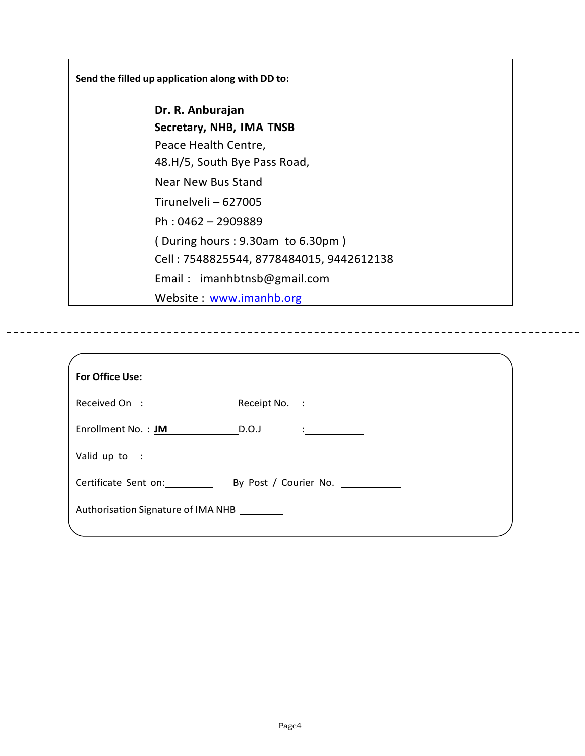**Send the filled up application along with DD to:**

**Dr. R. Anburajan**
**Secretary, NHB, IMA TNSB**
Peace Health Centre,
48.H/5, South Bye Pass Road,
Near New Bus Stand
Tirunelveli – 627005
Ph : 0462 – 2909889
( During hours : 9.30am to 6.30pm )
Cell : 7548825544, 8778484015, 9442612138
Email : imanhbtnsb@gmail.com
Website : www.imanhb.org

---

**For Office Use:**

Received On : ________________ Receipt No. : ___________

Enrollment No. : **JM** ____________ D.O.J : ___________

Valid up to : ________________

Certificate Sent on: _________ By Post / Courier No. ___________

Authorisation Signature of IMA NHB ________